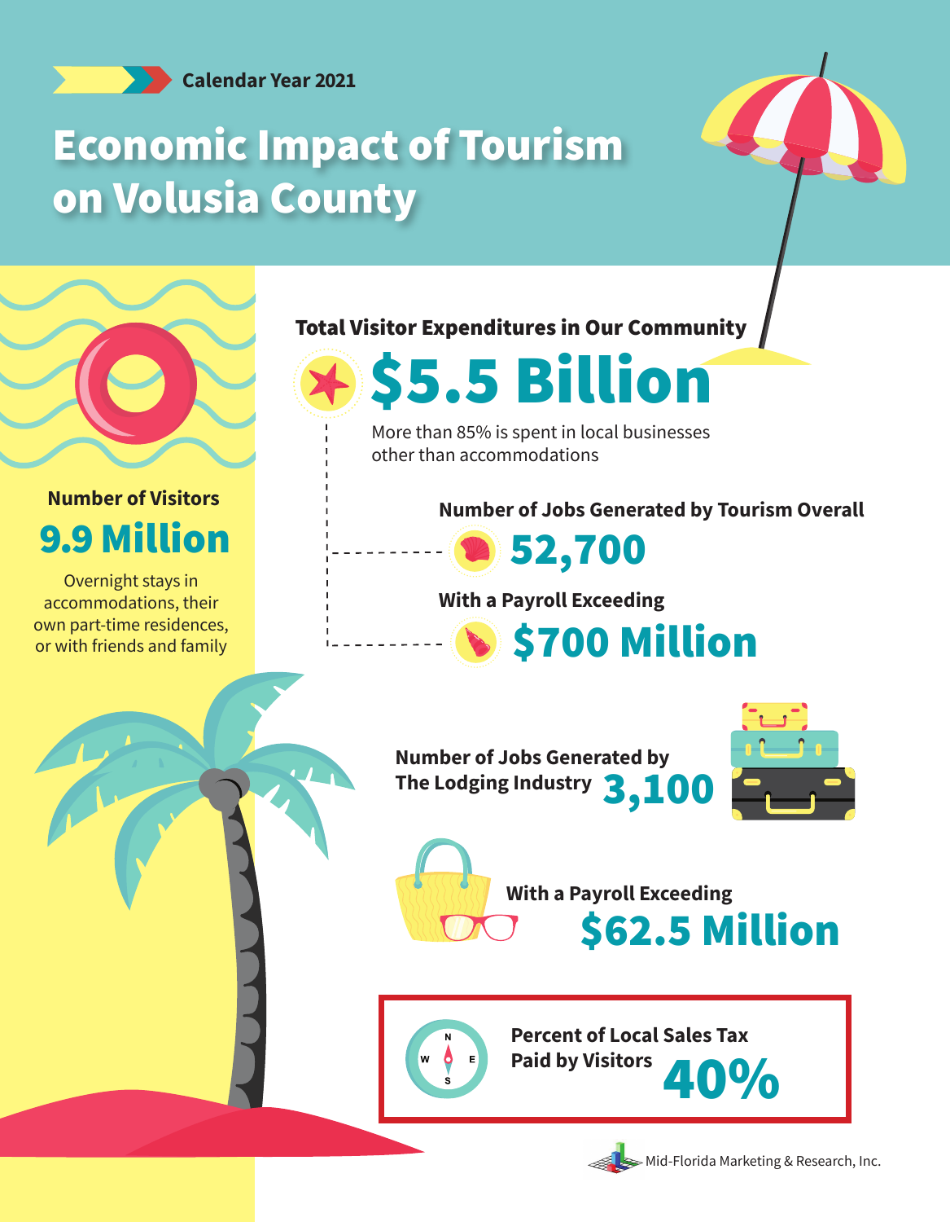Calendar Year 2021

# Economic Impact of Tourism on Volusia County

## Number of Visitors

**9.9 Million**

Overnight stays in accommodations, their own part-time residences, or with friends and family

## Total Visitor Expenditures in Our Community

**$5.5 Billion**

More than 85% is spent in local businesses other than accommodations

## Number of Jobs Generated by Tourism Overall

**52,700**

## With a Payroll Exceeding

**$700 Million**

## Number of Jobs Generated by The Lodging Industry

**3,100**

## With a Payroll Exceeding

**$62.5 Million**

## Percent of Local Sales Tax Paid by Visitors

**40%**

Mid-Florida Marketing & Research, Inc.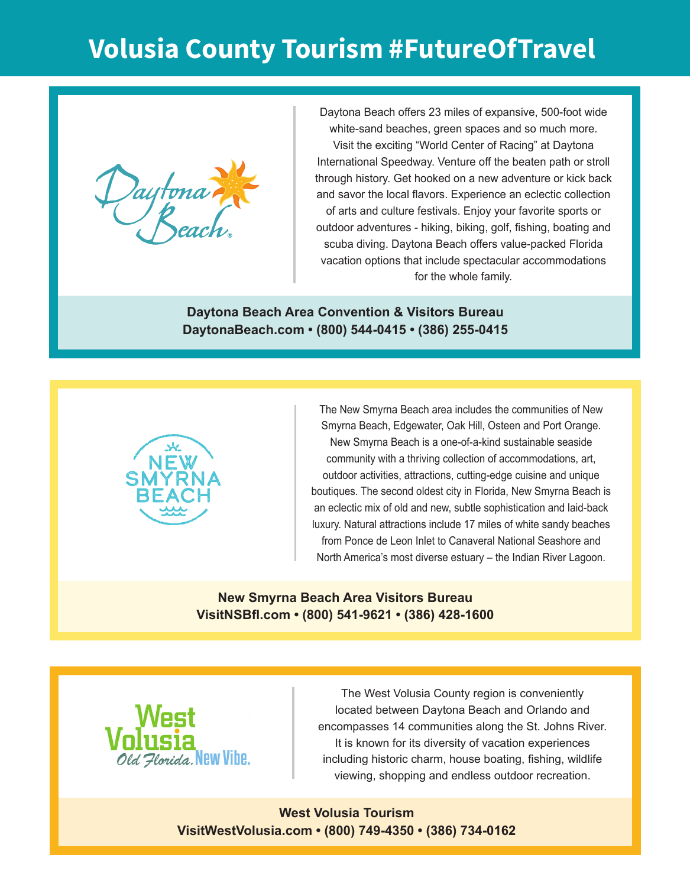# Volusia County Tourism #FutureOfTravel

Daytona Beach

Daytona Beach offers 23 miles of expansive, 500-foot wide white-sand beaches, green spaces and so much more. Visit the exciting "World Center of Racing" at Daytona International Speedway. Venture off the beaten path or stroll through history. Get hooked on a new adventure or kick back and savor the local flavors. Experience an eclectic collection of arts and culture festivals. Enjoy your favorite sports or outdoor adventures - hiking, biking, golf, fishing, boating and scuba diving. Daytona Beach offers value-packed Florida vacation options that include spectacular accommodations for the whole family.

**Daytona Beach Area Convention & Visitors Bureau**
**DaytonaBeach.com • (800) 544-0415 • (386) 255-0415**

NEW SMYRNA BEACH

The New Smyrna Beach area includes the communities of New Smyrna Beach, Edgewater, Oak Hill, Osteen and Port Orange. New Smyrna Beach is a one-of-a-kind sustainable seaside community with a thriving collection of accommodations, art, outdoor activities, attractions, cutting-edge cuisine and unique boutiques. The second oldest city in Florida, New Smyrna Beach is an eclectic mix of old and new, subtle sophistication and laid-back luxury. Natural attractions include 17 miles of white sandy beaches from Ponce de Leon Inlet to Canaveral National Seashore and North America's most diverse estuary – the Indian River Lagoon.

**New Smyrna Beach Area Visitors Bureau**
**VisitNSBfl.com • (800) 541-9621 • (386) 428-1600**

West Volusia
Old Florida. New Vibe.

The West Volusia County region is conveniently located between Daytona Beach and Orlando and encompasses 14 communities along the St. Johns River. It is known for its diversity of vacation experiences including historic charm, house boating, fishing, wildlife viewing, shopping and endless outdoor recreation.

**West Volusia Tourism**
**VisitWestVolusia.com • (800) 749-4350 • (386) 734-0162**